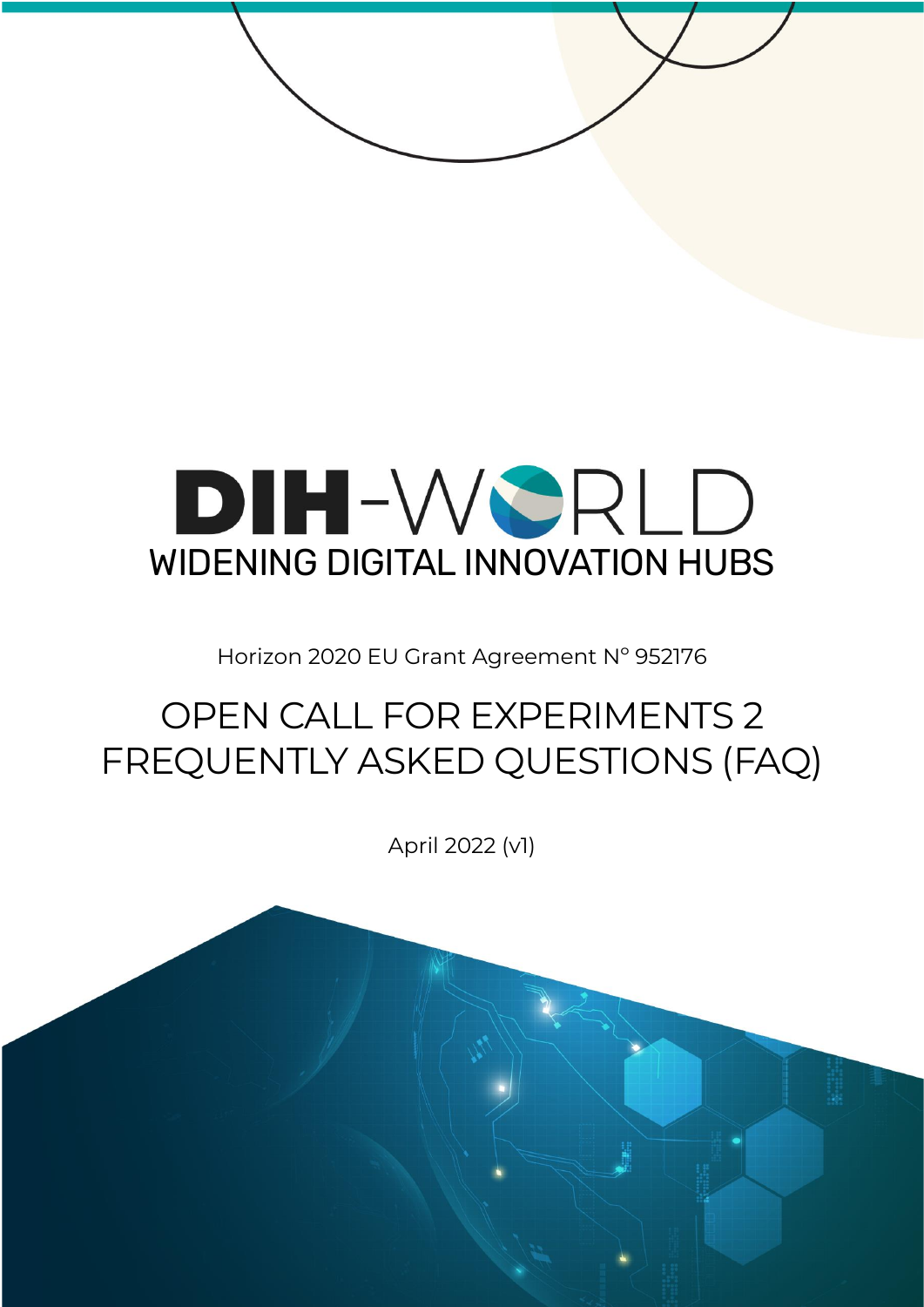# DIH-WORLD

## WIDENING DIGITAL INNOVATION HUBS

Horizon 2020 EU Grant Agreement N° 952176

# OPEN CALL FOR EXPERIMENTS 2 FREQUENTLY ASKED QUESTIONS (FAQ)

April 2022 (v1)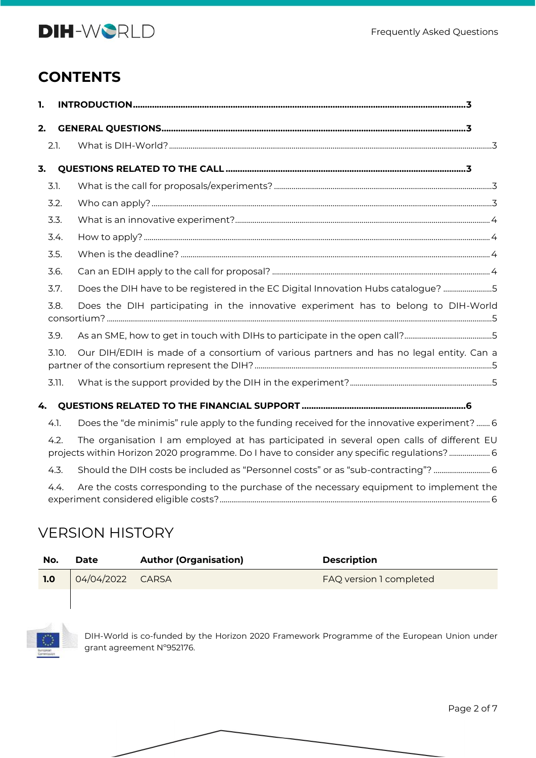# CONTENTS

1. INTRODUCTION ..... 3
2. GENERAL QUESTIONS ..... 3
   - 2.1. What is DIH-World? ..... 3
3. QUESTIONS RELATED TO THE CALL ..... 3
   - 3.1. What is the call for proposals/experiments? ..... 3
   - 3.2. Who can apply? ..... 3
   - 3.3. What is an innovative experiment? ..... 4
   - 3.4. How to apply? ..... 4
   - 3.5. When is the deadline? ..... 4
   - 3.6. Can an EDIH apply to the call for proposal? ..... 4
   - 3.7. Does the DIH have to be registered in the EC Digital Innovation Hubs catalogue? ..... 5
   - 3.8. Does the DIH participating in the innovative experiment has to belong to DIH-World consortium? ..... 5
   - 3.9. As an SME, how to get in touch with DIHs to participate in the open call? ..... 5
   - 3.10. Our DIH/EDIH is made of a consortium of various partners and has no legal entity. Can a partner of the consortium represent the DIH? ..... 5
   - 3.11. What is the support provided by the DIH in the experiment? ..... 5
4. QUESTIONS RELATED TO THE FINANCIAL SUPPORT ..... 6
   - 4.1. Does the "de minimis" rule apply to the funding received for the innovative experiment? ..... 6
   - 4.2. The organisation I am employed at has participated in several open calls of different EU projects within Horizon 2020 programme. Do I have to consider any specific regulations? ..... 6
   - 4.3. Should the DIH costs be included as "Personnel costs" or as "sub-contracting"? ..... 6
   - 4.4. Are the costs corresponding to the purchase of the necessary equipment to implement the experiment considered eligible costs? ..... 6

# VERSION HISTORY

| No. | Date | Author (Organisation) | Description |
|---|---|---|---|
| **1.0** | 04/04/2022 | CARSA | FAQ version 1 completed |
| | | | |

DIH-World is co-funded by the Horizon 2020 Framework Programme of the European Union under grant agreement N°952176.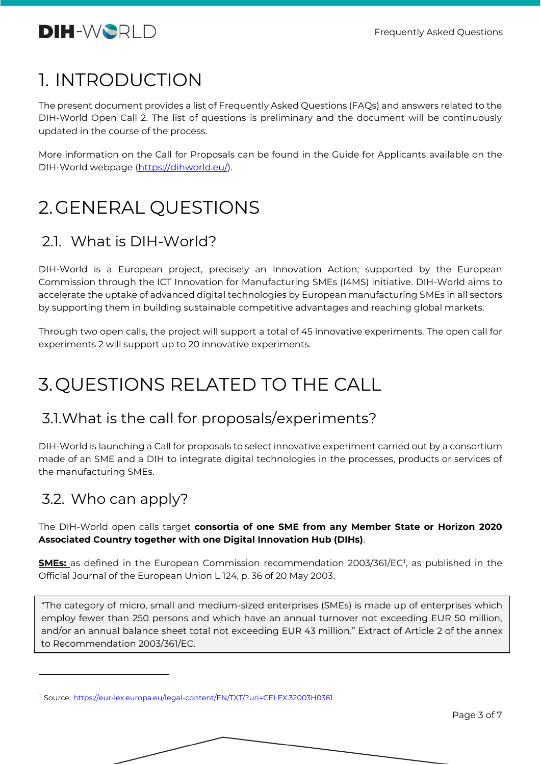# 1. INTRODUCTION

The present document provides a list of Frequently Asked Questions (FAQs) and answers related to the DIH-World Open Call 2. The list of questions is preliminary and the document will be continuously updated in the course of the process.

More information on the Call for Proposals can be found in the Guide for Applicants available on the DIH-World webpage (https://dihworld.eu/).

# 2. GENERAL QUESTIONS

## 2.1. What is DIH-World?

DIH-World is a European project, precisely an Innovation Action, supported by the European Commission through the ICT Innovation for Manufacturing SMEs (I4MS) initiative. DIH-World aims to accelerate the uptake of advanced digital technologies by European manufacturing SMEs in all sectors by supporting them in building sustainable competitive advantages and reaching global markets.

Through two open calls, the project will support a total of 45 innovative experiments. The open call for experiments 2 will support up to 20 innovative experiments.

# 3. QUESTIONS RELATED TO THE CALL

## 3.1. What is the call for proposals/experiments?

DIH-World is launching a Call for proposals to select innovative experiment carried out by a consortium made of an SME and a DIH to integrate digital technologies in the processes, products or services of the manufacturing SMEs.

## 3.2. Who can apply?

The DIH-World open calls target **consortia of one SME from any Member State or Horizon 2020 Associated Country together with one Digital Innovation Hub (DIHs)**.

**SMEs:** as defined in the European Commission recommendation 2003/361/EC[1], as published in the Official Journal of the European Union L 124, p. 36 of 20 May 2003.

> "The category of micro, small and medium-sized enterprises (SMEs) is made up of enterprises which employ fewer than 250 persons and which have an annual turnover not exceeding EUR 50 million, and/or an annual balance sheet total not exceeding EUR 43 million." Extract of Article 2 of the annex to Recommendation 2003/361/EC.

[1] Source: https://eur-lex.europa.eu/legal-content/EN/TXT/?uri=CELEX:32003H0361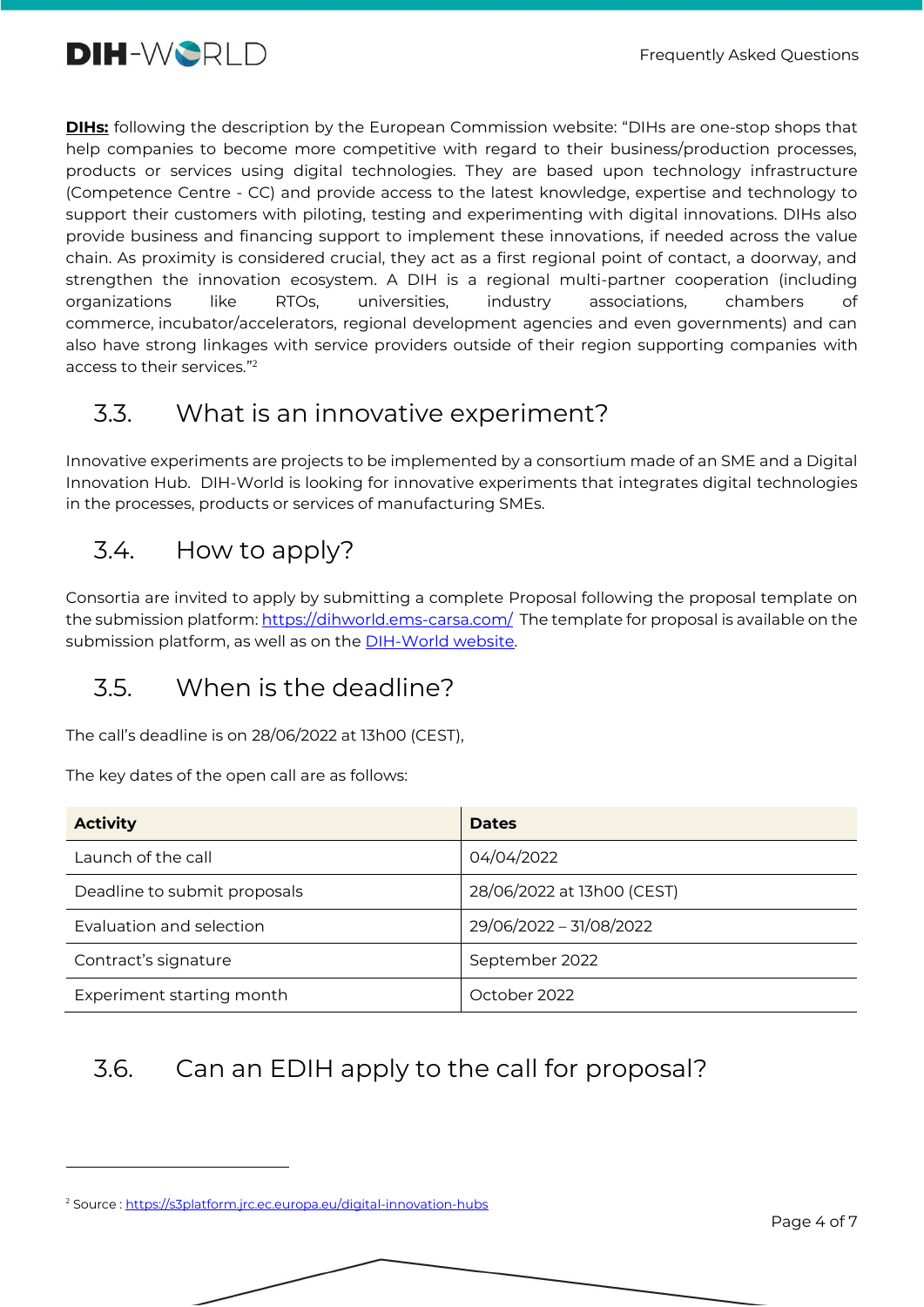**DIHs:** following the description by the European Commission website: "DIHs are one-stop shops that help companies to become more competitive with regard to their business/production processes, products or services using digital technologies. They are based upon technology infrastructure (Competence Centre - CC) and provide access to the latest knowledge, expertise and technology to support their customers with piloting, testing and experimenting with digital innovations. DIHs also provide business and financing support to implement these innovations, if needed across the value chain. As proximity is considered crucial, they act as a first regional point of contact, a doorway, and strengthen the innovation ecosystem. A DIH is a regional multi-partner cooperation (including organizations like RTOs, universities, industry associations, chambers of commerce, incubator/accelerators, regional development agencies and even governments) and can also have strong linkages with service providers outside of their region supporting companies with access to their services."[2]

## 3.3. What is an innovative experiment?

Innovative experiments are projects to be implemented by a consortium made of an SME and a Digital Innovation Hub. DIH-World is looking for innovative experiments that integrates digital technologies in the processes, products or services of manufacturing SMEs.

## 3.4. How to apply?

Consortia are invited to apply by submitting a complete Proposal following the proposal template on the submission platform: https://dihworld.ems-carsa.com/ The template for proposal is available on the submission platform, as well as on the DIH-World website.

## 3.5. When is the deadline?

The call's deadline is on 28/06/2022 at 13h00 (CEST),

The key dates of the open call are as follows:

| Activity | Dates |
|---|---|
| Launch of the call | 04/04/2022 |
| Deadline to submit proposals | 28/06/2022 at 13h00 (CEST) |
| Evaluation and selection | 29/06/2022 – 31/08/2022 |
| Contract's signature | September 2022 |
| Experiment starting month | October 2022 |

## 3.6. Can an EDIH apply to the call for proposal?

[2] Source : https://s3platform.jrc.ec.europa.eu/digital-innovation-hubs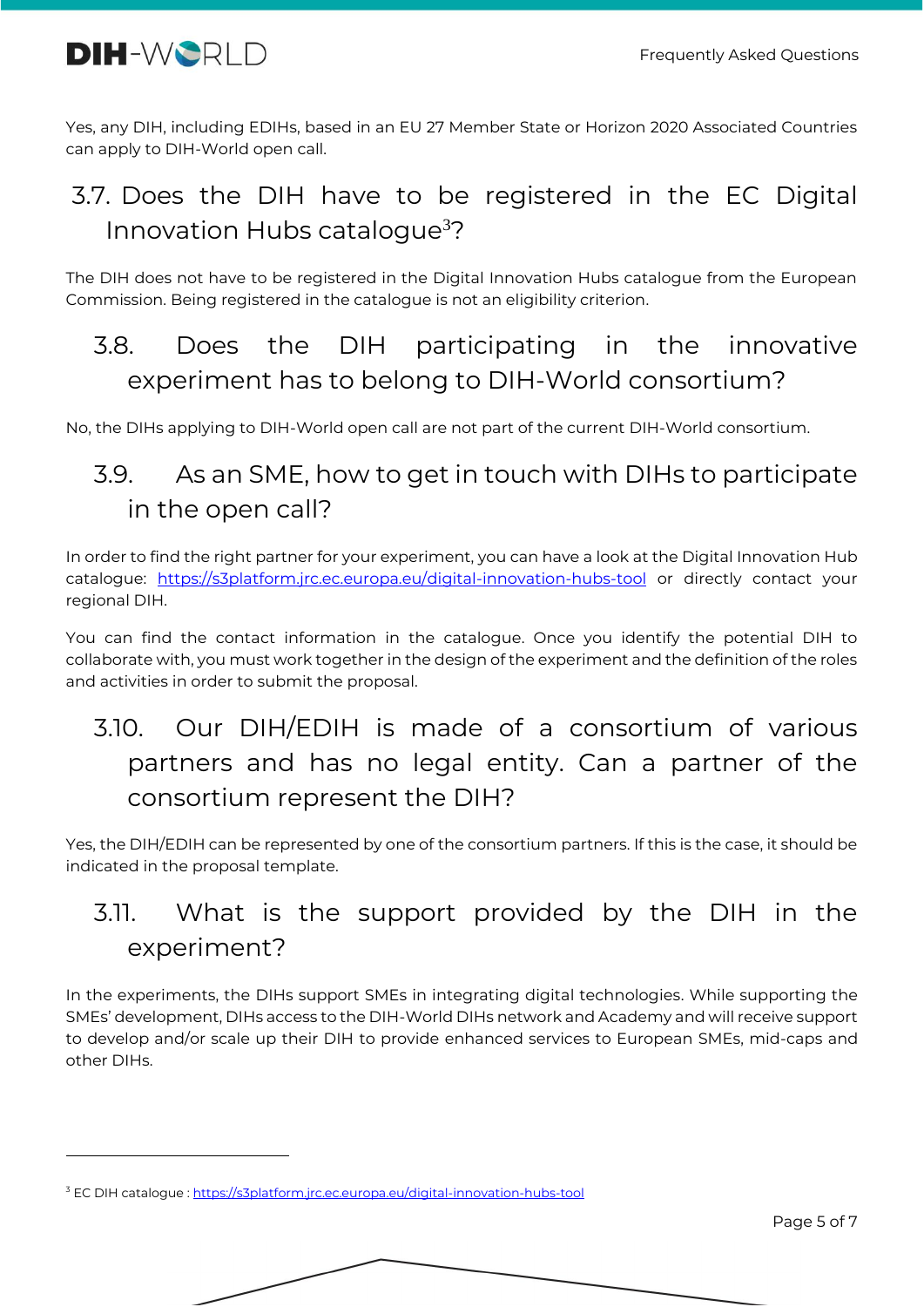Yes, any DIH, including EDIHs, based in an EU 27 Member State or Horizon 2020 Associated Countries can apply to DIH-World open call.

## 3.7. Does the DIH have to be registered in the EC Digital Innovation Hubs catalogue[3]?

The DIH does not have to be registered in the Digital Innovation Hubs catalogue from the European Commission. Being registered in the catalogue is not an eligibility criterion.

## 3.8. Does the DIH participating in the innovative experiment has to belong to DIH-World consortium?

No, the DIHs applying to DIH-World open call are not part of the current DIH-World consortium.

## 3.9. As an SME, how to get in touch with DIHs to participate in the open call?

In order to find the right partner for your experiment, you can have a look at the Digital Innovation Hub catalogue: https://s3platform.jrc.ec.europa.eu/digital-innovation-hubs-tool or directly contact your regional DIH.

You can find the contact information in the catalogue. Once you identify the potential DIH to collaborate with, you must work together in the design of the experiment and the definition of the roles and activities in order to submit the proposal.

## 3.10. Our DIH/EDIH is made of a consortium of various partners and has no legal entity. Can a partner of the consortium represent the DIH?

Yes, the DIH/EDIH can be represented by one of the consortium partners. If this is the case, it should be indicated in the proposal template.

## 3.11. What is the support provided by the DIH in the experiment?

In the experiments, the DIHs support SMEs in integrating digital technologies. While supporting the SMEs' development, DIHs access to the DIH-World DIHs network and Academy and will receive support to develop and/or scale up their DIH to provide enhanced services to European SMEs, mid-caps and other DIHs.

---

[3] EC DIH catalogue : https://s3platform.jrc.ec.europa.eu/digital-innovation-hubs-tool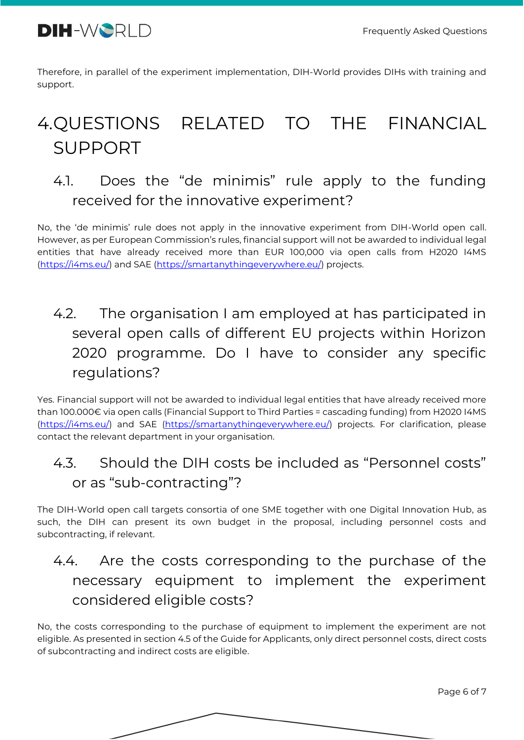Therefore, in parallel of the experiment implementation, DIH-World provides DIHs with training and support.

# 4. QUESTIONS RELATED TO THE FINANCIAL SUPPORT

## 4.1. Does the “de minimis” rule apply to the funding received for the innovative experiment?

No, the ‘de minimis’ rule does not apply in the innovative experiment from DIH-World open call. However, as per European Commission’s rules, financial support will not be awarded to individual legal entities that have already received more than EUR 100,000 via open calls from H2020 I4MS (https://i4ms.eu/) and SAE (https://smartanythingeverywhere.eu/) projects.

## 4.2. The organisation I am employed at has participated in several open calls of different EU projects within Horizon 2020 programme. Do I have to consider any specific regulations?

Yes. Financial support will not be awarded to individual legal entities that have already received more than 100.000€ via open calls (Financial Support to Third Parties = cascading funding) from H2020 I4MS (https://i4ms.eu/) and SAE (https://smartanythingeverywhere.eu/) projects. For clarification, please contact the relevant department in your organisation.

## 4.3. Should the DIH costs be included as “Personnel costs” or as “sub-contracting”?

The DIH-World open call targets consortia of one SME together with one Digital Innovation Hub, as such, the DIH can present its own budget in the proposal, including personnel costs and subcontracting, if relevant.

## 4.4. Are the costs corresponding to the purchase of the necessary equipment to implement the experiment considered eligible costs?

No, the costs corresponding to the purchase of equipment to implement the experiment are not eligible. As presented in section 4.5 of the Guide for Applicants, only direct personnel costs, direct costs of subcontracting and indirect costs are eligible.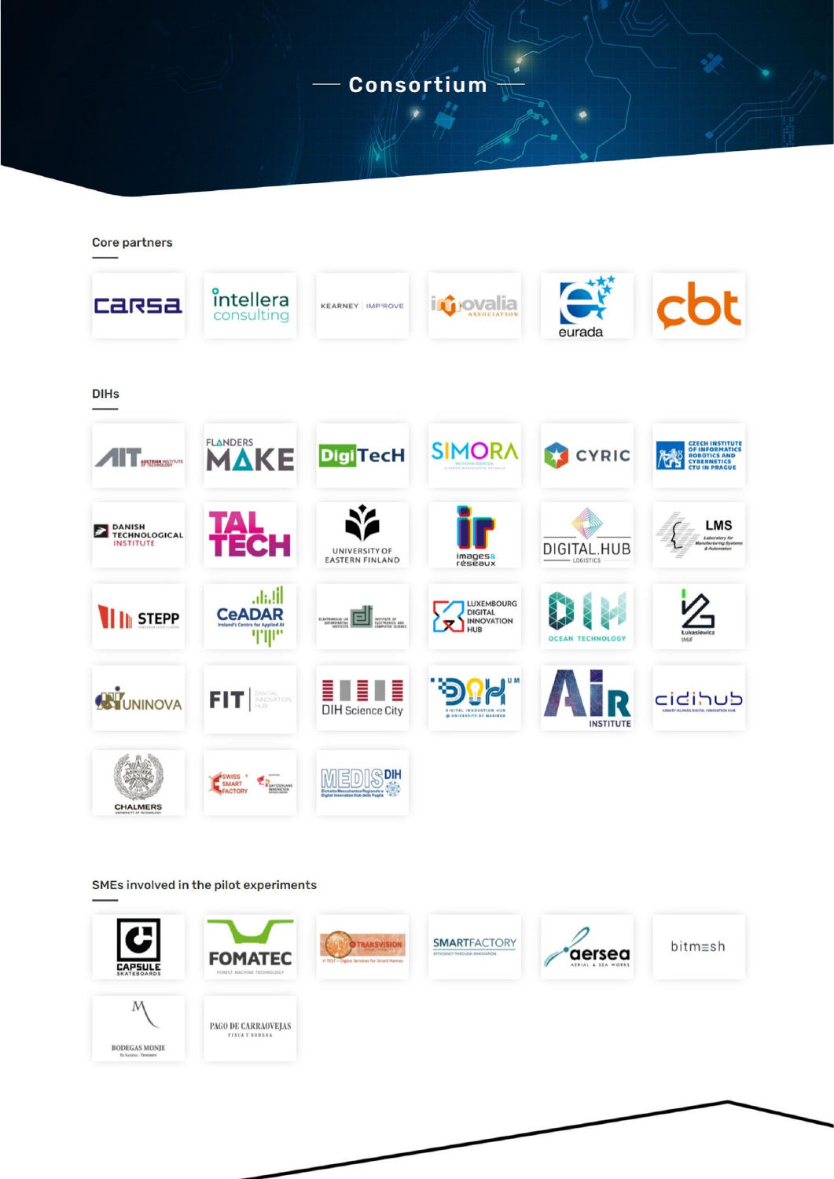# Consortium

## Core partners

## DIHs

## SMEs involved in the pilot experiments